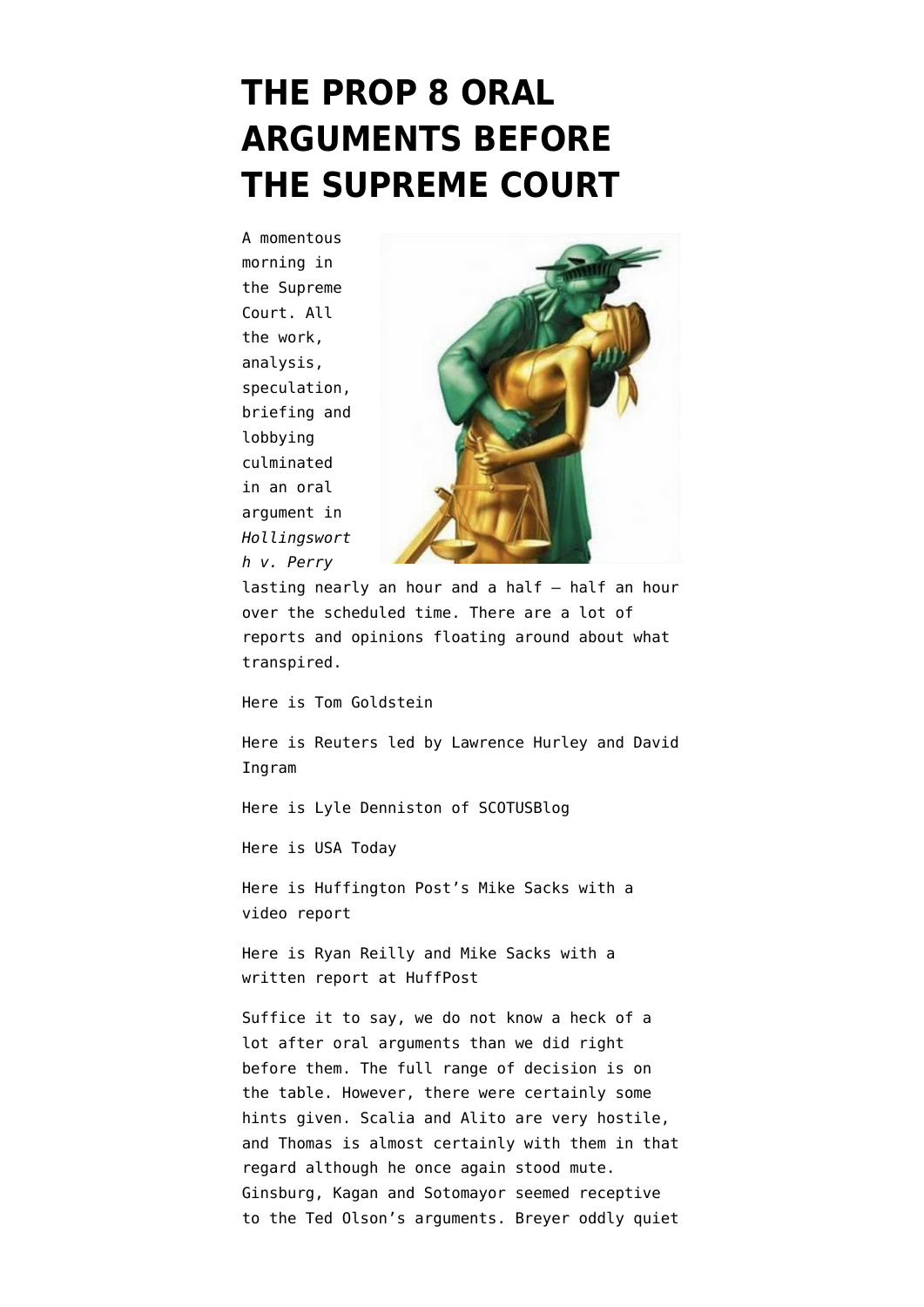# THE PROP 8 ORAL ARGUMENTS BEFORE THE SUPREME COURT

A momentous morning in the Supreme Court. All the work, analysis, speculation, briefing and lobbying culminated in an oral argument in *Hollingsworth v. Perry* lasting nearly an hour and a half – half an hour over the scheduled time. There are a lot of reports and opinions floating around about what transpired.

Here is Tom Goldstein

Here is Reuters led by Lawrence Hurley and David Ingram

Here is Lyle Denniston of SCOTUSBlog

Here is USA Today

Here is Huffington Post's Mike Sacks with a video report

Here is Ryan Reilly and Mike Sacks with a written report at HuffPost

Suffice it to say, we do not know a heck of a lot after oral arguments than we did right before them. The full range of decision is on the table. However, there were certainly some hints given. Scalia and Alito are very hostile, and Thomas is almost certainly with them in that regard although he once again stood mute. Ginsburg, Kagan and Sotomayor seemed receptive to the Ted Olson's arguments. Breyer oddly quiet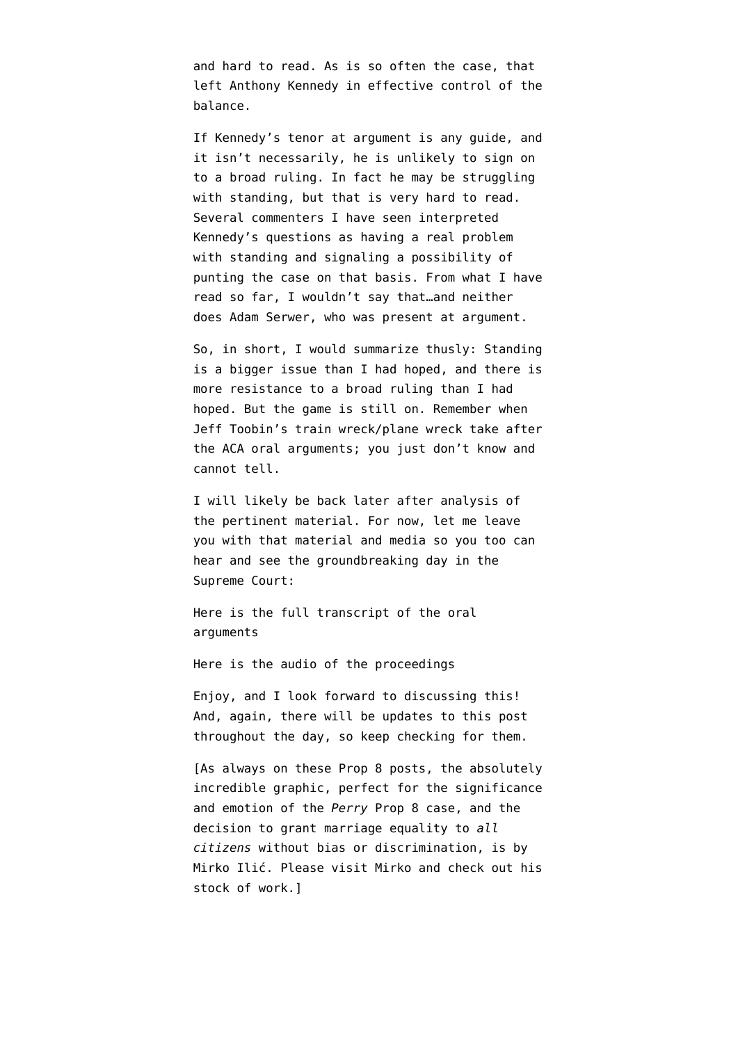and hard to read. As is so often the case, that left Anthony Kennedy in effective control of the balance.

If Kennedy's tenor at argument is any guide, and it isn't necessarily, he is unlikely to sign on to a broad ruling. In fact he may be struggling with standing, but that is very hard to read. Several commenters I have seen interpreted Kennedy's questions as having a real problem with standing and signaling a possibility of punting the case on that basis. From what I have read so far, I wouldn't say that…and neither does Adam Serwer, who was present at argument.

So, in short, I would summarize thusly: Standing is a bigger issue than I had hoped, and there is more resistance to a broad ruling than I had hoped. But the game is still on. Remember when Jeff Toobin's train wreck/plane wreck take after the ACA oral arguments; you just don't know and cannot tell.

I will likely be back later after analysis of the pertinent material. For now, let me leave you with that material and media so you too can hear and see the groundbreaking day in the Supreme Court:

Here is the full transcript of the oral arguments

Here is the audio of the proceedings

Enjoy, and I look forward to discussing this! And, again, there will be updates to this post throughout the day, so keep checking for them.

[As always on these Prop 8 posts, the absolutely incredible graphic, perfect for the significance and emotion of the *Perry* Prop 8 case, and the decision to grant marriage equality to *all citizens* without bias or discrimination, is by Mirko Ilić. Please visit Mirko and check out his stock of work.]